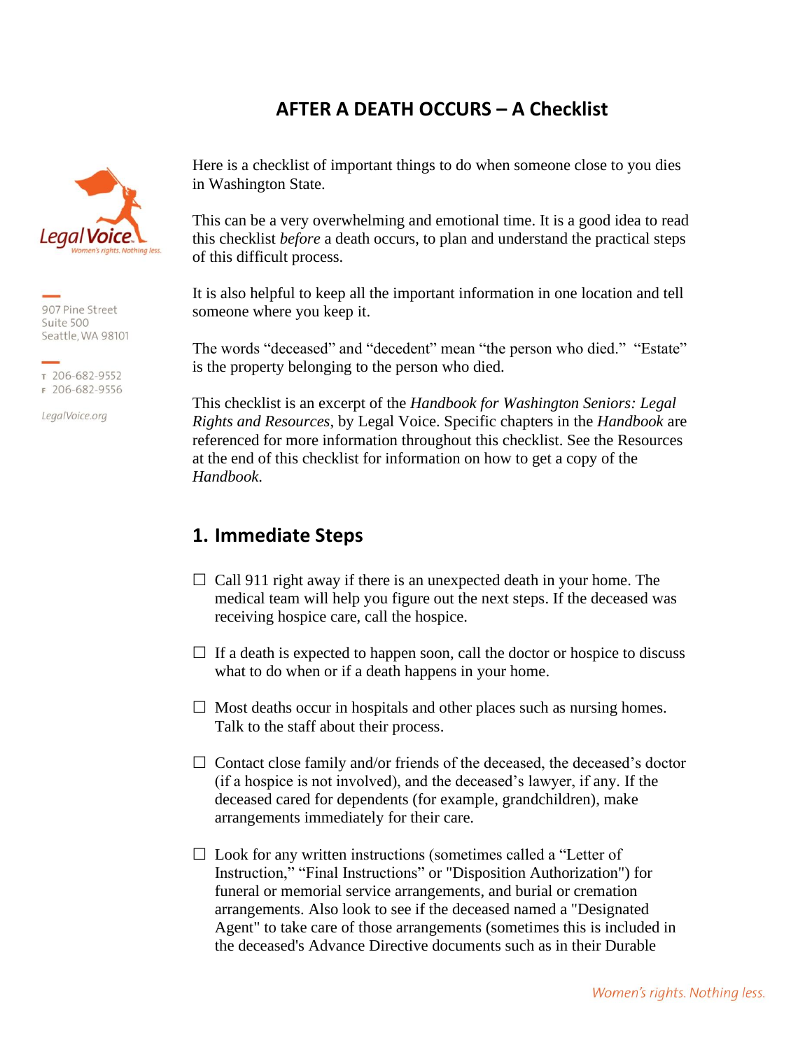# AFTER A DEATH OCCURS – A Checklist

Legal Voice
Women's rights. Nothing less.

907 Pine Street
Suite 500
Seattle, WA 98101

T 206-682-9552
F 206-682-9556

LegalVoice.org

Here is a checklist of important things to do when someone close to you dies in Washington State.

This can be a very overwhelming and emotional time. It is a good idea to read this checklist *before* a death occurs, to plan and understand the practical steps of this difficult process.

It is also helpful to keep all the important information in one location and tell someone where you keep it.

The words "deceased" and "decedent" mean "the person who died." "Estate" is the property belonging to the person who died.

This checklist is an excerpt of the *Handbook for Washington Seniors: Legal Rights and Resources*, by Legal Voice. Specific chapters in the *Handbook* are referenced for more information throughout this checklist. See the Resources at the end of this checklist for information on how to get a copy of the *Handbook*.

## 1. Immediate Steps

☐ Call 911 right away if there is an unexpected death in your home. The medical team will help you figure out the next steps. If the deceased was receiving hospice care, call the hospice.

☐ If a death is expected to happen soon, call the doctor or hospice to discuss what to do when or if a death happens in your home.

☐ Most deaths occur in hospitals and other places such as nursing homes. Talk to the staff about their process.

☐ Contact close family and/or friends of the deceased, the deceased's doctor (if a hospice is not involved), and the deceased's lawyer, if any. If the deceased cared for dependents (for example, grandchildren), make arrangements immediately for their care.

☐ Look for any written instructions (sometimes called a "Letter of Instruction," "Final Instructions" or "Disposition Authorization") for funeral or memorial service arrangements, and burial or cremation arrangements. Also look to see if the deceased named a "Designated Agent" to take care of those arrangements (sometimes this is included in the deceased's Advance Directive documents such as in their Durable

Women's rights. Nothing less.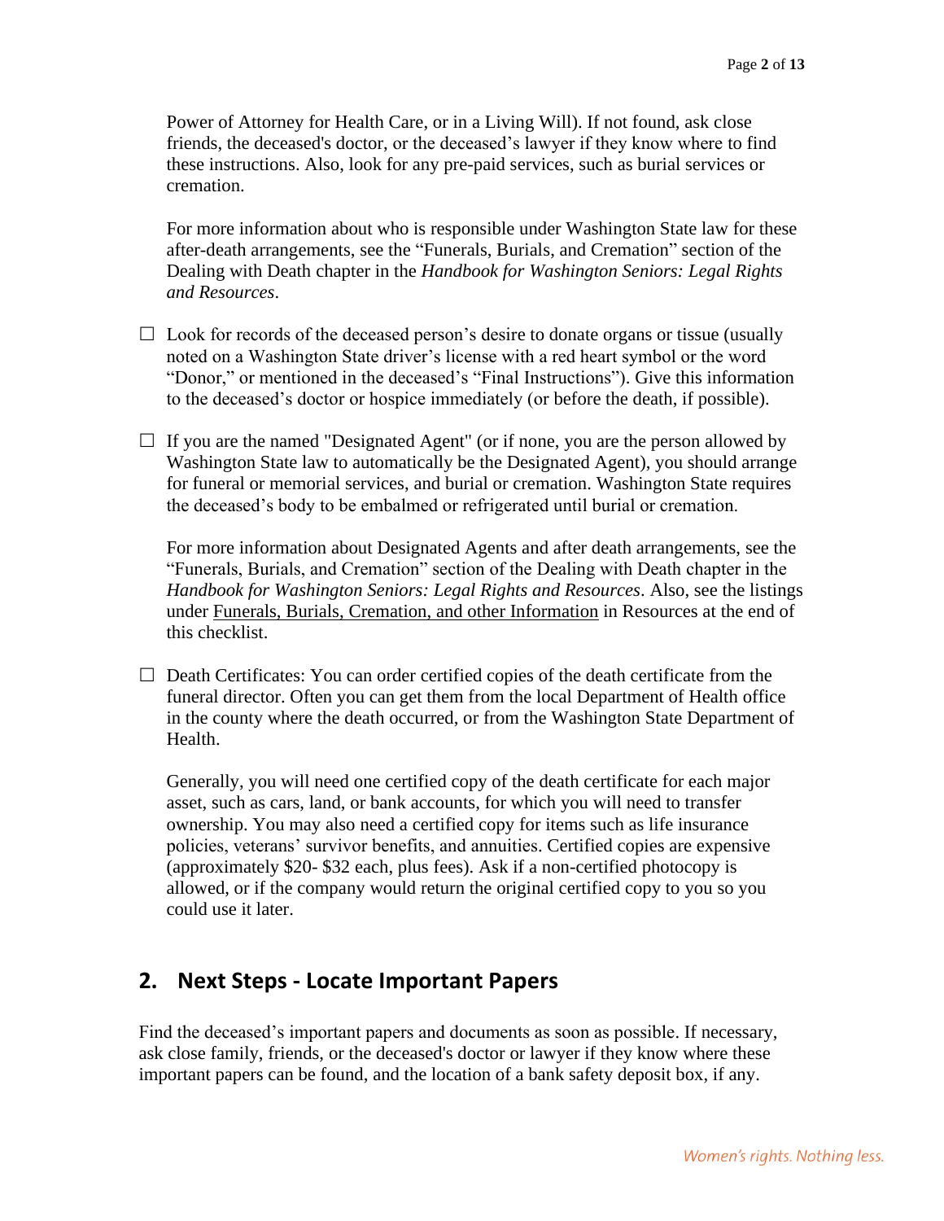Power of Attorney for Health Care, or in a Living Will). If not found, ask close friends, the deceased's doctor, or the deceased's lawyer if they know where to find these instructions. Also, look for any pre-paid services, such as burial services or cremation.

For more information about who is responsible under Washington State law for these after-death arrangements, see the "Funerals, Burials, and Cremation" section of the Dealing with Death chapter in the *Handbook for Washington Seniors: Legal Rights and Resources*.

☐ Look for records of the deceased person's desire to donate organs or tissue (usually noted on a Washington State driver's license with a red heart symbol or the word "Donor," or mentioned in the deceased's "Final Instructions"). Give this information to the deceased's doctor or hospice immediately (or before the death, if possible).

☐ If you are the named "Designated Agent" (or if none, you are the person allowed by Washington State law to automatically be the Designated Agent), you should arrange for funeral or memorial services, and burial or cremation. Washington State requires the deceased's body to be embalmed or refrigerated until burial or cremation.

For more information about Designated Agents and after death arrangements, see the "Funerals, Burials, and Cremation" section of the Dealing with Death chapter in the *Handbook for Washington Seniors: Legal Rights and Resources*. Also, see the listings under Funerals, Burials, Cremation, and other Information in Resources at the end of this checklist.

☐ Death Certificates: You can order certified copies of the death certificate from the funeral director. Often you can get them from the local Department of Health office in the county where the death occurred, or from the Washington State Department of Health.

Generally, you will need one certified copy of the death certificate for each major asset, such as cars, land, or bank accounts, for which you will need to transfer ownership. You may also need a certified copy for items such as life insurance policies, veterans' survivor benefits, and annuities. Certified copies are expensive (approximately $20- $32 each, plus fees). Ask if a non-certified photocopy is allowed, or if the company would return the original certified copy to you so you could use it later.

## 2. Next Steps - Locate Important Papers

Find the deceased's important papers and documents as soon as possible. If necessary, ask close family, friends, or the deceased's doctor or lawyer if they know where these important papers can be found, and the location of a bank safety deposit box, if any.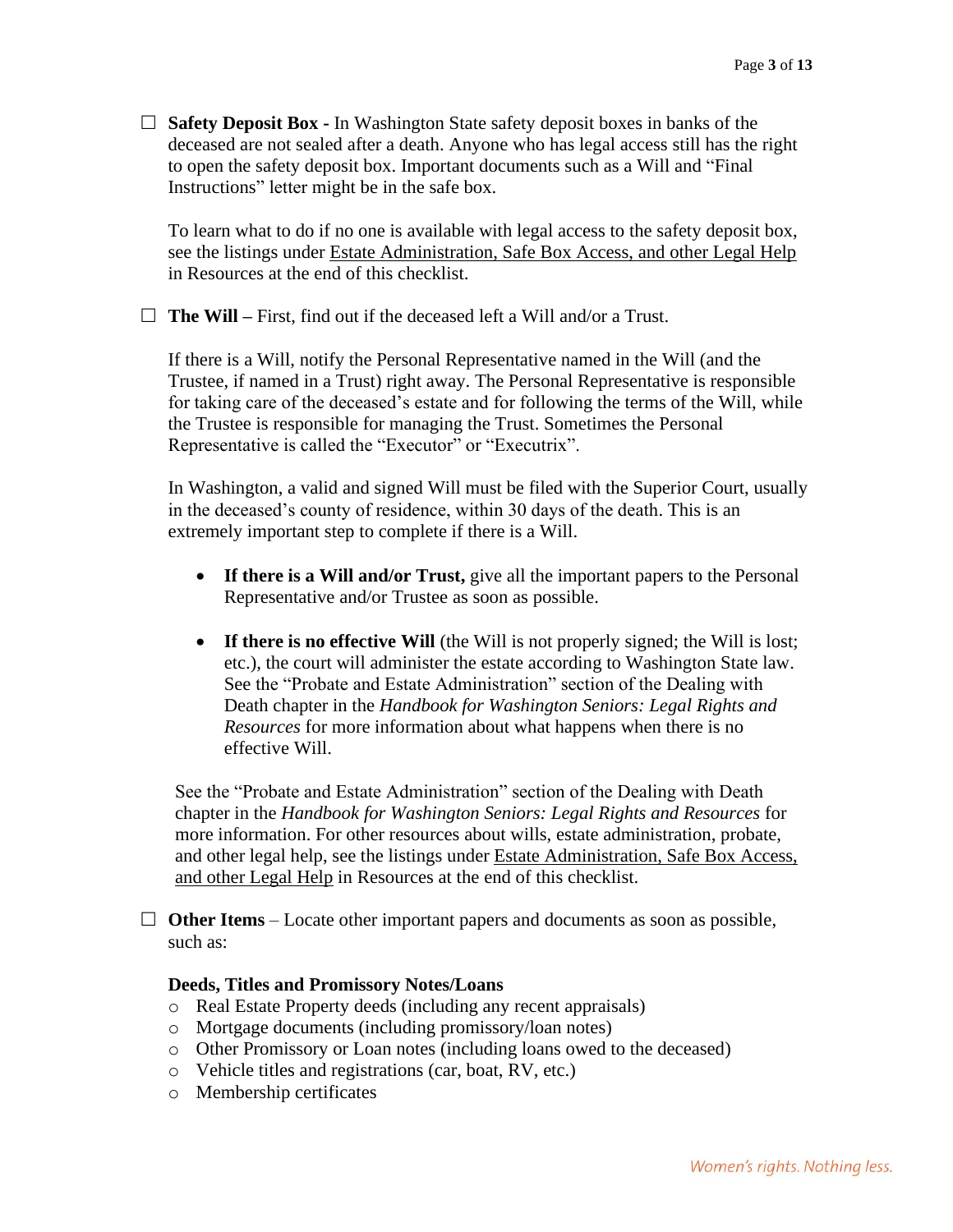☐ **Safety Deposit Box -** In Washington State safety deposit boxes in banks of the deceased are not sealed after a death. Anyone who has legal access still has the right to open the safety deposit box. Important documents such as a Will and "Final Instructions" letter might be in the safe box.

To learn what to do if no one is available with legal access to the safety deposit box, see the listings under Estate Administration, Safe Box Access, and other Legal Help in Resources at the end of this checklist.

☐ **The Will –** First, find out if the deceased left a Will and/or a Trust.

If there is a Will, notify the Personal Representative named in the Will (and the Trustee, if named in a Trust) right away. The Personal Representative is responsible for taking care of the deceased's estate and for following the terms of the Will, while the Trustee is responsible for managing the Trust. Sometimes the Personal Representative is called the "Executor" or "Executrix".

In Washington, a valid and signed Will must be filed with the Superior Court, usually in the deceased's county of residence, within 30 days of the death. This is an extremely important step to complete if there is a Will.

- **If there is a Will and/or Trust,** give all the important papers to the Personal Representative and/or Trustee as soon as possible.
- **If there is no effective Will** (the Will is not properly signed; the Will is lost; etc.), the court will administer the estate according to Washington State law. See the "Probate and Estate Administration" section of the Dealing with Death chapter in the *Handbook for Washington Seniors: Legal Rights and Resources* for more information about what happens when there is no effective Will.

See the "Probate and Estate Administration" section of the Dealing with Death chapter in the *Handbook for Washington Seniors: Legal Rights and Resources* for more information. For other resources about wills, estate administration, probate, and other legal help, see the listings under Estate Administration, Safe Box Access, and other Legal Help in Resources at the end of this checklist.

☐ **Other Items** – Locate other important papers and documents as soon as possible, such as:

**Deeds, Titles and Promissory Notes/Loans**

- Real Estate Property deeds (including any recent appraisals)
- Mortgage documents (including promissory/loan notes)
- Other Promissory or Loan notes (including loans owed to the deceased)
- Vehicle titles and registrations (car, boat, RV, etc.)
- Membership certificates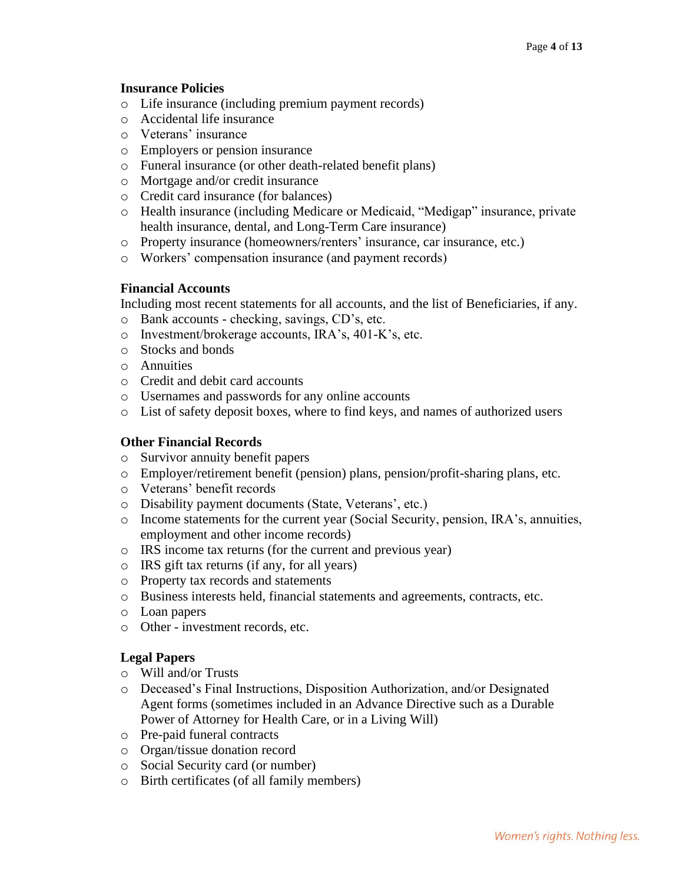**Insurance Policies**

- Life insurance (including premium payment records)
- Accidental life insurance
- Veterans' insurance
- Employers or pension insurance
- Funeral insurance (or other death-related benefit plans)
- Mortgage and/or credit insurance
- Credit card insurance (for balances)
- Health insurance (including Medicare or Medicaid, "Medigap" insurance, private health insurance, dental, and Long-Term Care insurance)
- Property insurance (homeowners/renters' insurance, car insurance, etc.)
- Workers' compensation insurance (and payment records)

**Financial Accounts**

Including most recent statements for all accounts, and the list of Beneficiaries, if any.

- Bank accounts - checking, savings, CD's, etc.
- Investment/brokerage accounts, IRA's, 401-K's, etc.
- Stocks and bonds
- Annuities
- Credit and debit card accounts
- Usernames and passwords for any online accounts
- List of safety deposit boxes, where to find keys, and names of authorized users

**Other Financial Records**

- Survivor annuity benefit papers
- Employer/retirement benefit (pension) plans, pension/profit-sharing plans, etc.
- Veterans' benefit records
- Disability payment documents (State, Veterans', etc.)
- Income statements for the current year (Social Security, pension, IRA's, annuities, employment and other income records)
- IRS income tax returns (for the current and previous year)
- IRS gift tax returns (if any, for all years)
- Property tax records and statements
- Business interests held, financial statements and agreements, contracts, etc.
- Loan papers
- Other - investment records, etc.

**Legal Papers**

- Will and/or Trusts
- Deceased's Final Instructions, Disposition Authorization, and/or Designated Agent forms (sometimes included in an Advance Directive such as a Durable Power of Attorney for Health Care, or in a Living Will)
- Pre-paid funeral contracts
- Organ/tissue donation record
- Social Security card (or number)
- Birth certificates (of all family members)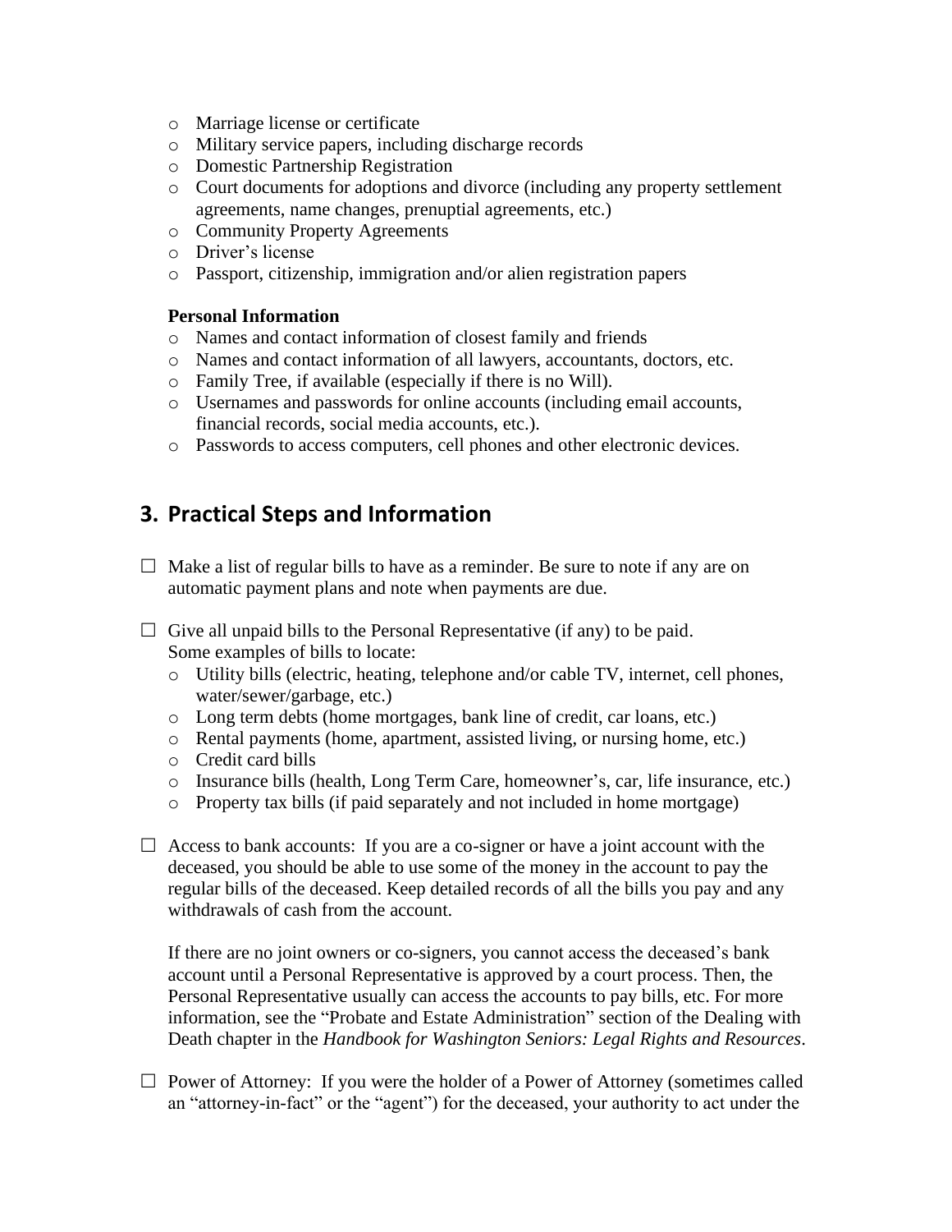- Marriage license or certificate
- Military service papers, including discharge records
- Domestic Partnership Registration
- Court documents for adoptions and divorce (including any property settlement agreements, name changes, prenuptial agreements, etc.)
- Community Property Agreements
- Driver's license
- Passport, citizenship, immigration and/or alien registration papers

**Personal Information**

- Names and contact information of closest family and friends
- Names and contact information of all lawyers, accountants, doctors, etc.
- Family Tree, if available (especially if there is no Will).
- Usernames and passwords for online accounts (including email accounts, financial records, social media accounts, etc.).
- Passwords to access computers, cell phones and other electronic devices.

## 3. Practical Steps and Information

☐ Make a list of regular bills to have as a reminder. Be sure to note if any are on automatic payment plans and note when payments are due.

☐ Give all unpaid bills to the Personal Representative (if any) to be paid. Some examples of bills to locate:

- Utility bills (electric, heating, telephone and/or cable TV, internet, cell phones, water/sewer/garbage, etc.)
- Long term debts (home mortgages, bank line of credit, car loans, etc.)
- Rental payments (home, apartment, assisted living, or nursing home, etc.)
- Credit card bills
- Insurance bills (health, Long Term Care, homeowner's, car, life insurance, etc.)
- Property tax bills (if paid separately and not included in home mortgage)

☐ Access to bank accounts: If you are a co-signer or have a joint account with the deceased, you should be able to use some of the money in the account to pay the regular bills of the deceased. Keep detailed records of all the bills you pay and any withdrawals of cash from the account.

If there are no joint owners or co-signers, you cannot access the deceased's bank account until a Personal Representative is approved by a court process. Then, the Personal Representative usually can access the accounts to pay bills, etc. For more information, see the "Probate and Estate Administration" section of the Dealing with Death chapter in the *Handbook for Washington Seniors: Legal Rights and Resources*.

☐ Power of Attorney: If you were the holder of a Power of Attorney (sometimes called an "attorney-in-fact" or the "agent") for the deceased, your authority to act under the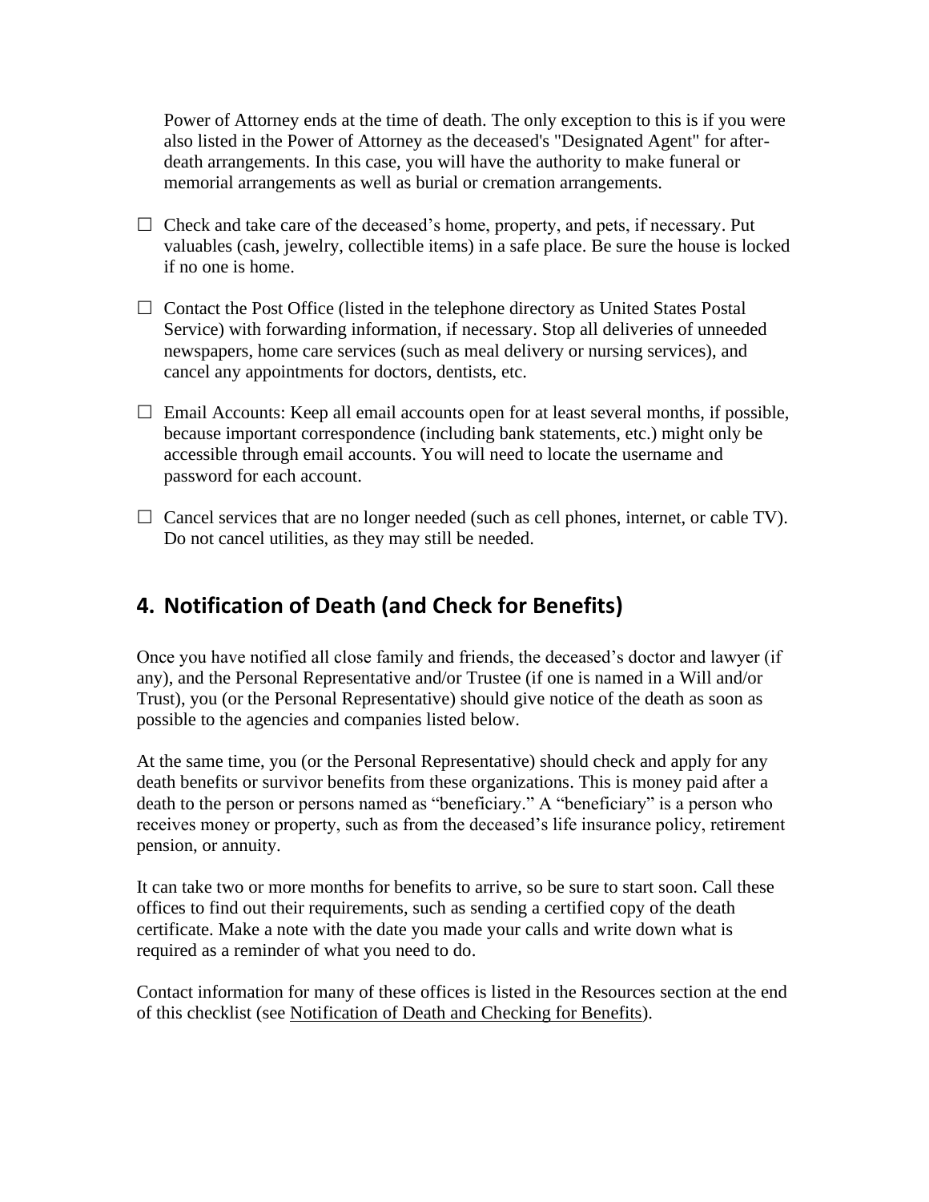Power of Attorney ends at the time of death. The only exception to this is if you were also listed in the Power of Attorney as the deceased's "Designated Agent" for after-death arrangements. In this case, you will have the authority to make funeral or memorial arrangements as well as burial or cremation arrangements.

☐ Check and take care of the deceased’s home, property, and pets, if necessary. Put valuables (cash, jewelry, collectible items) in a safe place. Be sure the house is locked if no one is home.

☐ Contact the Post Office (listed in the telephone directory as United States Postal Service) with forwarding information, if necessary. Stop all deliveries of unneeded newspapers, home care services (such as meal delivery or nursing services), and cancel any appointments for doctors, dentists, etc.

☐ Email Accounts: Keep all email accounts open for at least several months, if possible, because important correspondence (including bank statements, etc.) might only be accessible through email accounts. You will need to locate the username and password for each account.

☐ Cancel services that are no longer needed (such as cell phones, internet, or cable TV). Do not cancel utilities, as they may still be needed.

## 4. Notification of Death (and Check for Benefits)

Once you have notified all close family and friends, the deceased’s doctor and lawyer (if any), and the Personal Representative and/or Trustee (if one is named in a Will and/or Trust), you (or the Personal Representative) should give notice of the death as soon as possible to the agencies and companies listed below.

At the same time, you (or the Personal Representative) should check and apply for any death benefits or survivor benefits from these organizations. This is money paid after a death to the person or persons named as “beneficiary.” A “beneficiary” is a person who receives money or property, such as from the deceased’s life insurance policy, retirement pension, or annuity.

It can take two or more months for benefits to arrive, so be sure to start soon. Call these offices to find out their requirements, such as sending a certified copy of the death certificate. Make a note with the date you made your calls and write down what is required as a reminder of what you need to do.

Contact information for many of these offices is listed in the Resources section at the end of this checklist (see Notification of Death and Checking for Benefits).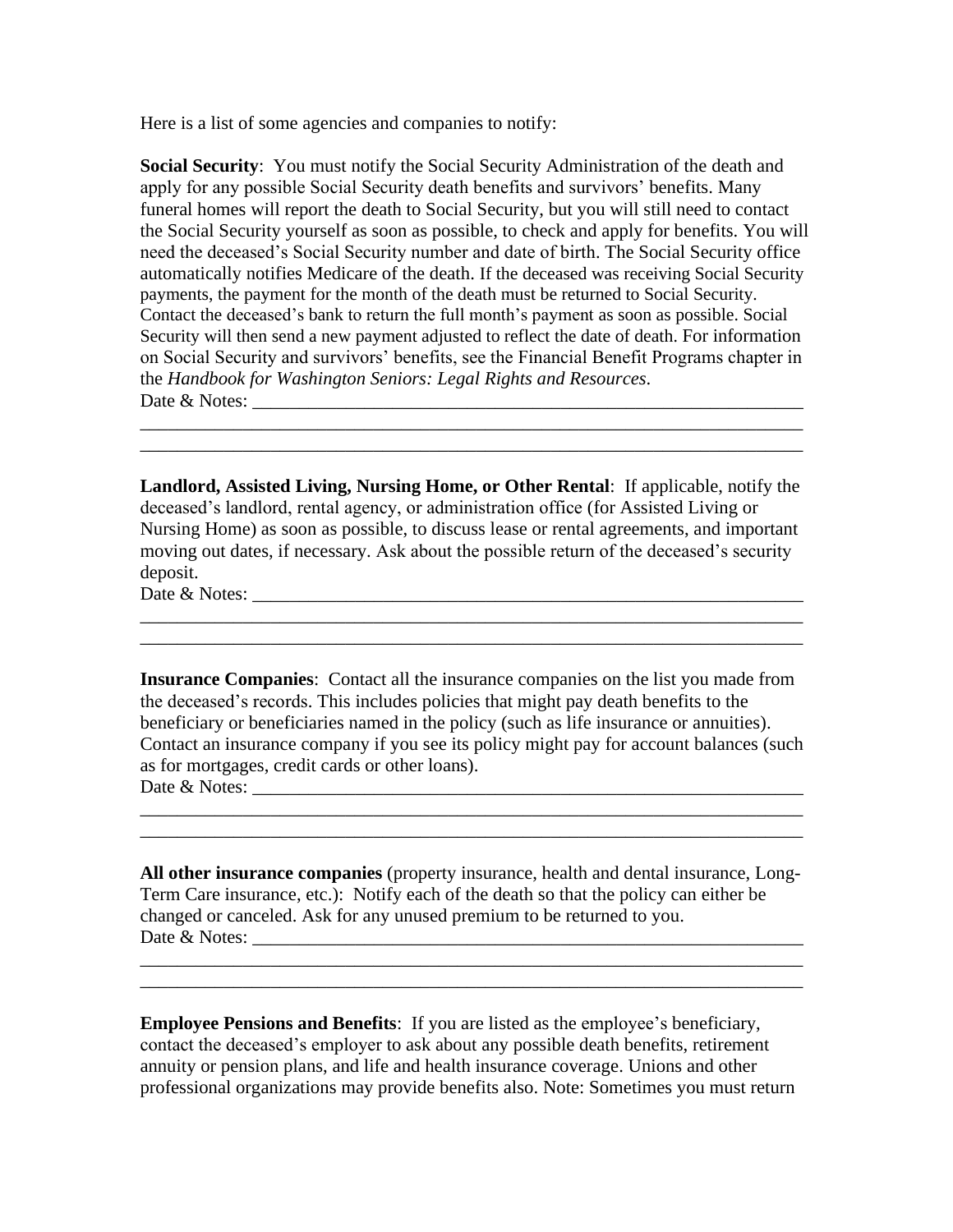Here is a list of some agencies and companies to notify:

**Social Security**: You must notify the Social Security Administration of the death and apply for any possible Social Security death benefits and survivors' benefits. Many funeral homes will report the death to Social Security, but you will still need to contact the Social Security yourself as soon as possible, to check and apply for benefits. You will need the deceased's Social Security number and date of birth. The Social Security office automatically notifies Medicare of the death. If the deceased was receiving Social Security payments, the payment for the month of the death must be returned to Social Security. Contact the deceased's bank to return the full month's payment as soon as possible. Social Security will then send a new payment adjusted to reflect the date of death. For information on Social Security and survivors' benefits, see the Financial Benefit Programs chapter in the *Handbook for Washington Seniors: Legal Rights and Resources.*

Date & Notes: ______________________________________________________________

______________________________________________________________________

______________________________________________________________________

**Landlord, Assisted Living, Nursing Home, or Other Rental**: If applicable, notify the deceased's landlord, rental agency, or administration office (for Assisted Living or Nursing Home) as soon as possible, to discuss lease or rental agreements, and important moving out dates, if necessary. Ask about the possible return of the deceased's security deposit.

Date & Notes: ______________________________________________________________

______________________________________________________________________

______________________________________________________________________

**Insurance Companies**: Contact all the insurance companies on the list you made from the deceased's records. This includes policies that might pay death benefits to the beneficiary or beneficiaries named in the policy (such as life insurance or annuities). Contact an insurance company if you see its policy might pay for account balances (such as for mortgages, credit cards or other loans).

Date & Notes: ______________________________________________________________

______________________________________________________________________

______________________________________________________________________

**All other insurance companies** (property insurance, health and dental insurance, Long-Term Care insurance, etc.): Notify each of the death so that the policy can either be changed or canceled. Ask for any unused premium to be returned to you.

Date & Notes: ______________________________________________________________

______________________________________________________________________

______________________________________________________________________

**Employee Pensions and Benefits**: If you are listed as the employee's beneficiary, contact the deceased's employer to ask about any possible death benefits, retirement annuity or pension plans, and life and health insurance coverage. Unions and other professional organizations may provide benefits also. Note: Sometimes you must return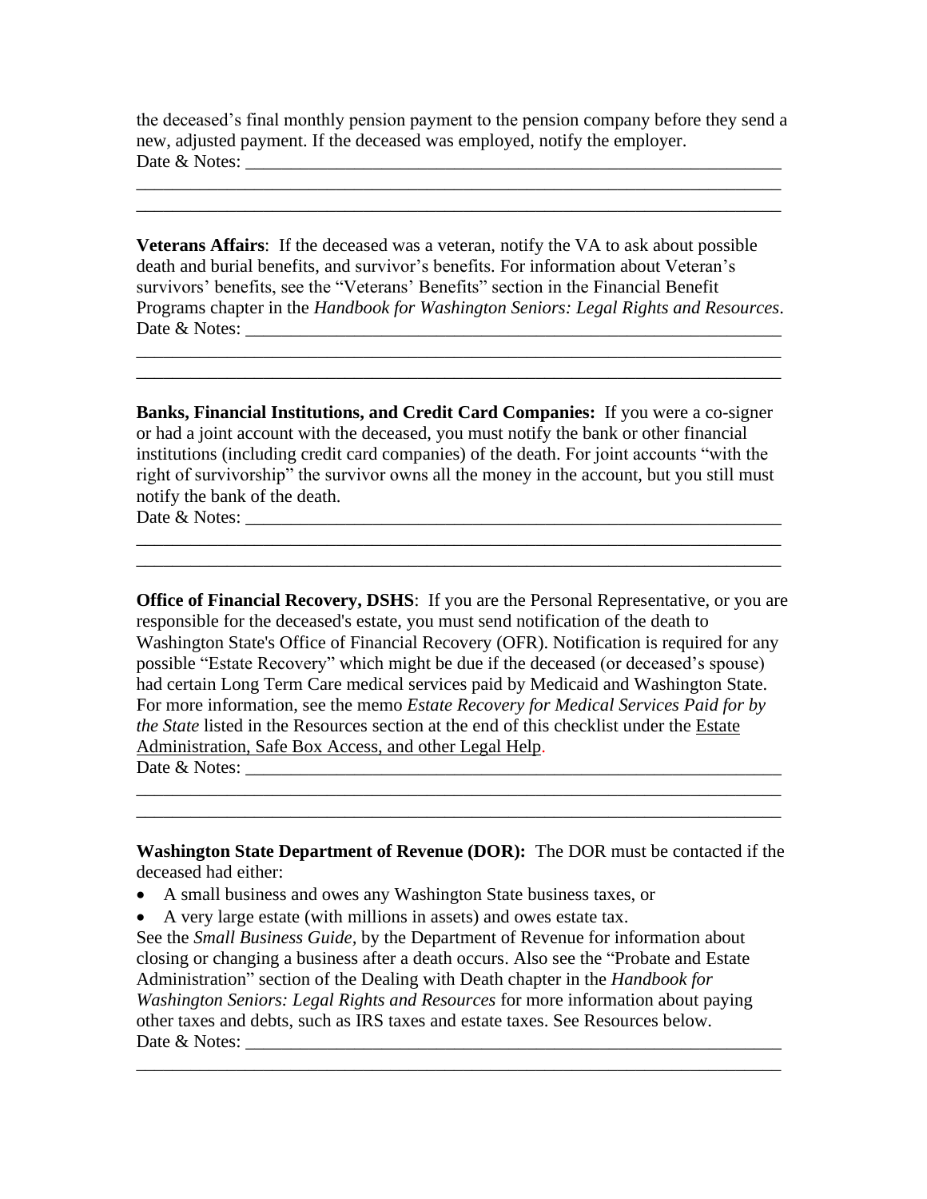the deceased's final monthly pension payment to the pension company before they send a new, adjusted payment. If the deceased was employed, notify the employer.
Date & Notes: ______________________________________________________________
______________________________________________________________________
______________________________________________________________________

**Veterans Affairs**: If the deceased was a veteran, notify the VA to ask about possible death and burial benefits, and survivor's benefits. For information about Veteran's survivors' benefits, see the "Veterans' Benefits" section in the Financial Benefit Programs chapter in the *Handbook for Washington Seniors: Legal Rights and Resources*.
Date & Notes: ______________________________________________________________
______________________________________________________________________
______________________________________________________________________

**Banks, Financial Institutions, and Credit Card Companies:** If you were a co-signer or had a joint account with the deceased, you must notify the bank or other financial institutions (including credit card companies) of the death. For joint accounts "with the right of survivorship" the survivor owns all the money in the account, but you still must notify the bank of the death.
Date & Notes: ______________________________________________________________
______________________________________________________________________
______________________________________________________________________

**Office of Financial Recovery, DSHS**: If you are the Personal Representative, or you are responsible for the deceased's estate, you must send notification of the death to Washington State's Office of Financial Recovery (OFR). Notification is required for any possible "Estate Recovery" which might be due if the deceased (or deceased's spouse) had certain Long Term Care medical services paid by Medicaid and Washington State. For more information, see the memo *Estate Recovery for Medical Services Paid for by the State* listed in the Resources section at the end of this checklist under the Estate Administration, Safe Box Access, and other Legal Help.
Date & Notes: ______________________________________________________________
______________________________________________________________________
______________________________________________________________________

**Washington State Department of Revenue (DOR):** The DOR must be contacted if the deceased had either:

- A small business and owes any Washington State business taxes, or
- A very large estate (with millions in assets) and owes estate tax.

See the *Small Business Guide,* by the Department of Revenue for information about closing or changing a business after a death occurs. Also see the "Probate and Estate Administration" section of the Dealing with Death chapter in the *Handbook for Washington Seniors: Legal Rights and Resources* for more information about paying other taxes and debts, such as IRS taxes and estate taxes. See Resources below.
Date & Notes: ______________________________________________________________
______________________________________________________________________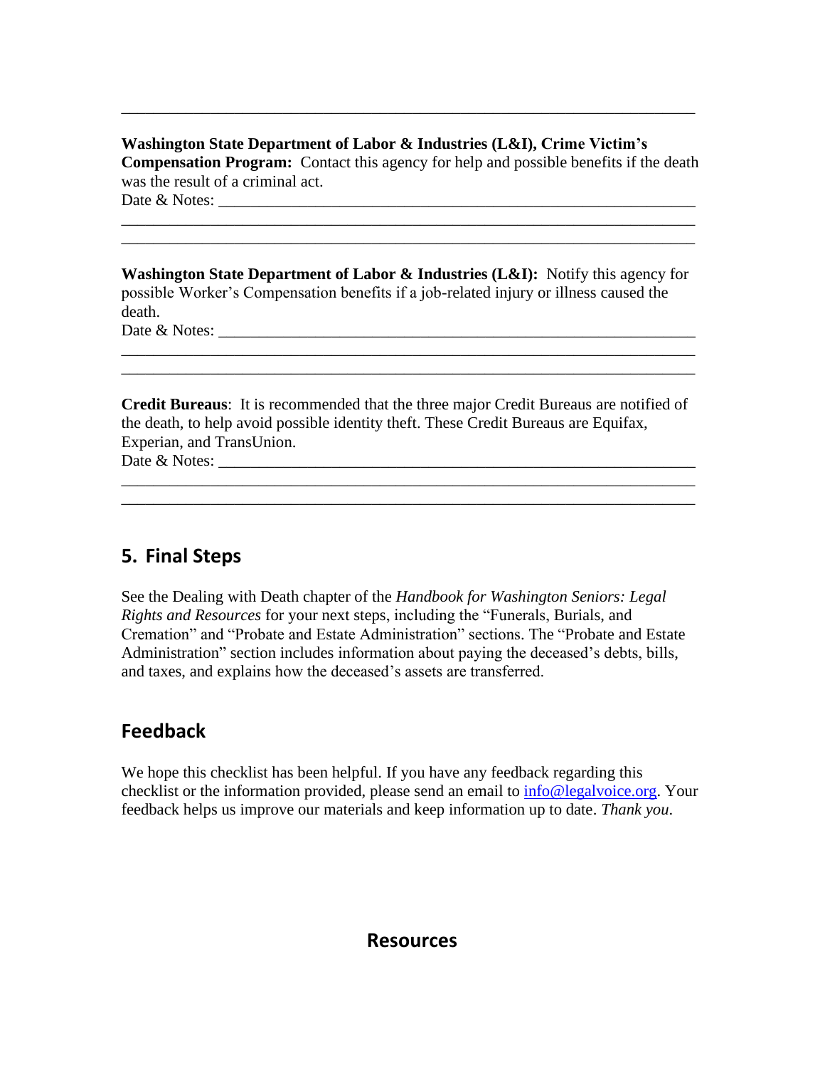_______________________________________________________________________

**Washington State Department of Labor & Industries (L&I), Crime Victim's Compensation Program:** Contact this agency for help and possible benefits if the death was the result of a criminal act.
Date & Notes: ___________________________________________________________
_______________________________________________________________________
_______________________________________________________________________

**Washington State Department of Labor & Industries (L&I):** Notify this agency for possible Worker's Compensation benefits if a job-related injury or illness caused the death.
Date & Notes: ___________________________________________________________
_______________________________________________________________________
_______________________________________________________________________

**Credit Bureaus**: It is recommended that the three major Credit Bureaus are notified of the death, to help avoid possible identity theft. These Credit Bureaus are Equifax, Experian, and TransUnion.
Date & Notes: ___________________________________________________________
_______________________________________________________________________
_______________________________________________________________________

## 5. Final Steps

See the Dealing with Death chapter of the *Handbook for Washington Seniors: Legal Rights and Resources* for your next steps, including the "Funerals, Burials, and Cremation" and "Probate and Estate Administration" sections. The "Probate and Estate Administration" section includes information about paying the deceased's debts, bills, and taxes, and explains how the deceased's assets are transferred.

## Feedback

We hope this checklist has been helpful. If you have any feedback regarding this checklist or the information provided, please send an email to info@legalvoice.org. Your feedback helps us improve our materials and keep information up to date. *Thank you.*

## Resources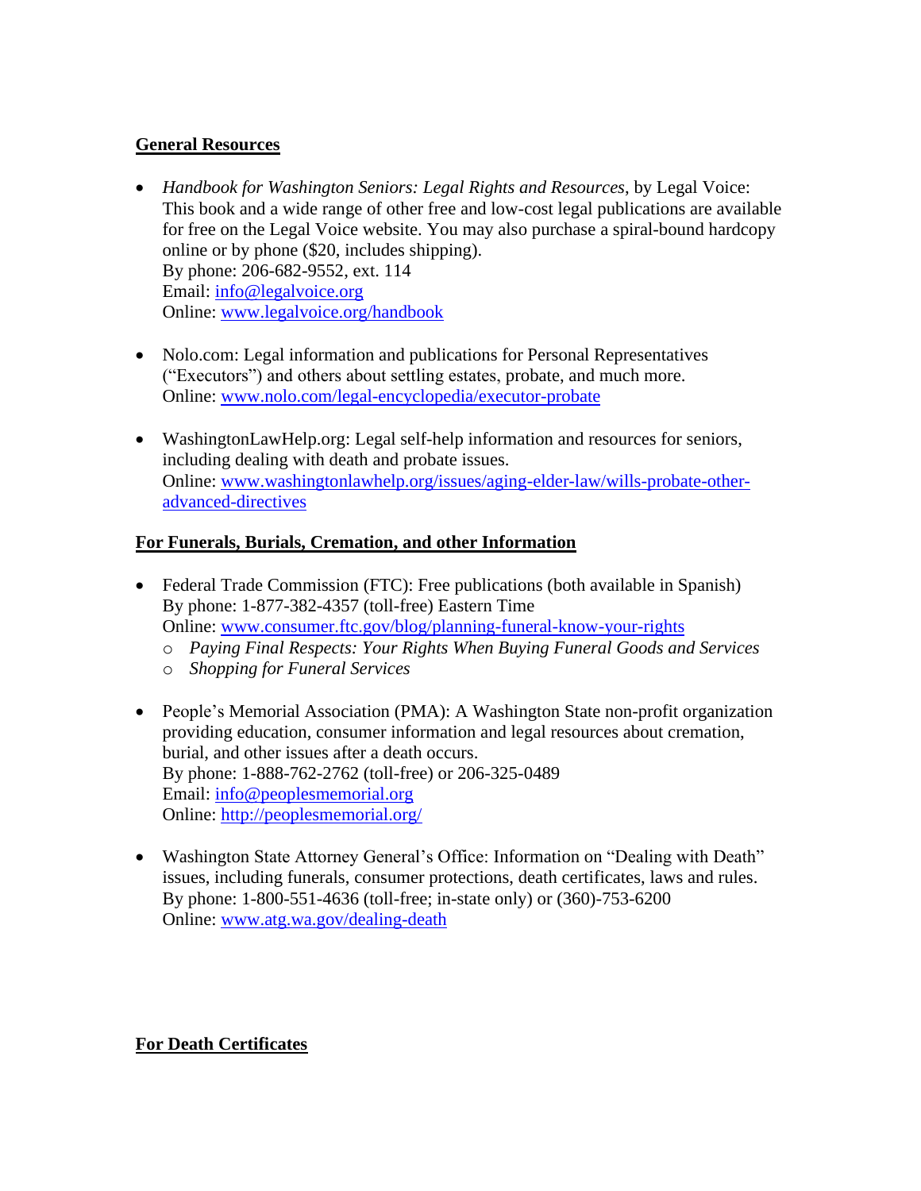## General Resources

- *Handbook for Washington Seniors: Legal Rights and Resources*, by Legal Voice: This book and a wide range of other free and low-cost legal publications are available for free on the Legal Voice website. You may also purchase a spiral-bound hardcopy online or by phone ($20, includes shipping).
  By phone: 206-682-9552, ext. 114
  Email: [info@legalvoice.org](mailto:info@legalvoice.org)
  Online: [www.legalvoice.org/handbook](http://www.legalvoice.org/handbook)

- Nolo.com: Legal information and publications for Personal Representatives ("Executors") and others about settling estates, probate, and much more.
  Online: [www.nolo.com/legal-encyclopedia/executor-probate](http://www.nolo.com/legal-encyclopedia/executor-probate)

- WashingtonLawHelp.org: Legal self-help information and resources for seniors, including dealing with death and probate issues.
  Online: [www.washingtonlawhelp.org/issues/aging-elder-law/wills-probate-other-advanced-directives](http://www.washingtonlawhelp.org/issues/aging-elder-law/wills-probate-other-advanced-directives)

## For Funerals, Burials, Cremation, and other Information

- Federal Trade Commission (FTC): Free publications (both available in Spanish)
  By phone: 1-877-382-4357 (toll-free) Eastern Time
  Online: [www.consumer.ftc.gov/blog/planning-funeral-know-your-rights](http://www.consumer.ftc.gov/blog/planning-funeral-know-your-rights)
  - *Paying Final Respects: Your Rights When Buying Funeral Goods and Services*
  - *Shopping for Funeral Services*

- People's Memorial Association (PMA): A Washington State non-profit organization providing education, consumer information and legal resources about cremation, burial, and other issues after a death occurs.
  By phone: 1-888-762-2762 (toll-free) or 206-325-0489
  Email: [info@peoplesmemorial.org](mailto:info@peoplesmemorial.org)
  Online: [http://peoplesmemorial.org/](http://peoplesmemorial.org/)

- Washington State Attorney General's Office: Information on "Dealing with Death" issues, including funerals, consumer protections, death certificates, laws and rules.
  By phone: 1-800-551-4636 (toll-free; in-state only) or (360)-753-6200
  Online: [www.atg.wa.gov/dealing-death](http://www.atg.wa.gov/dealing-death)

## For Death Certificates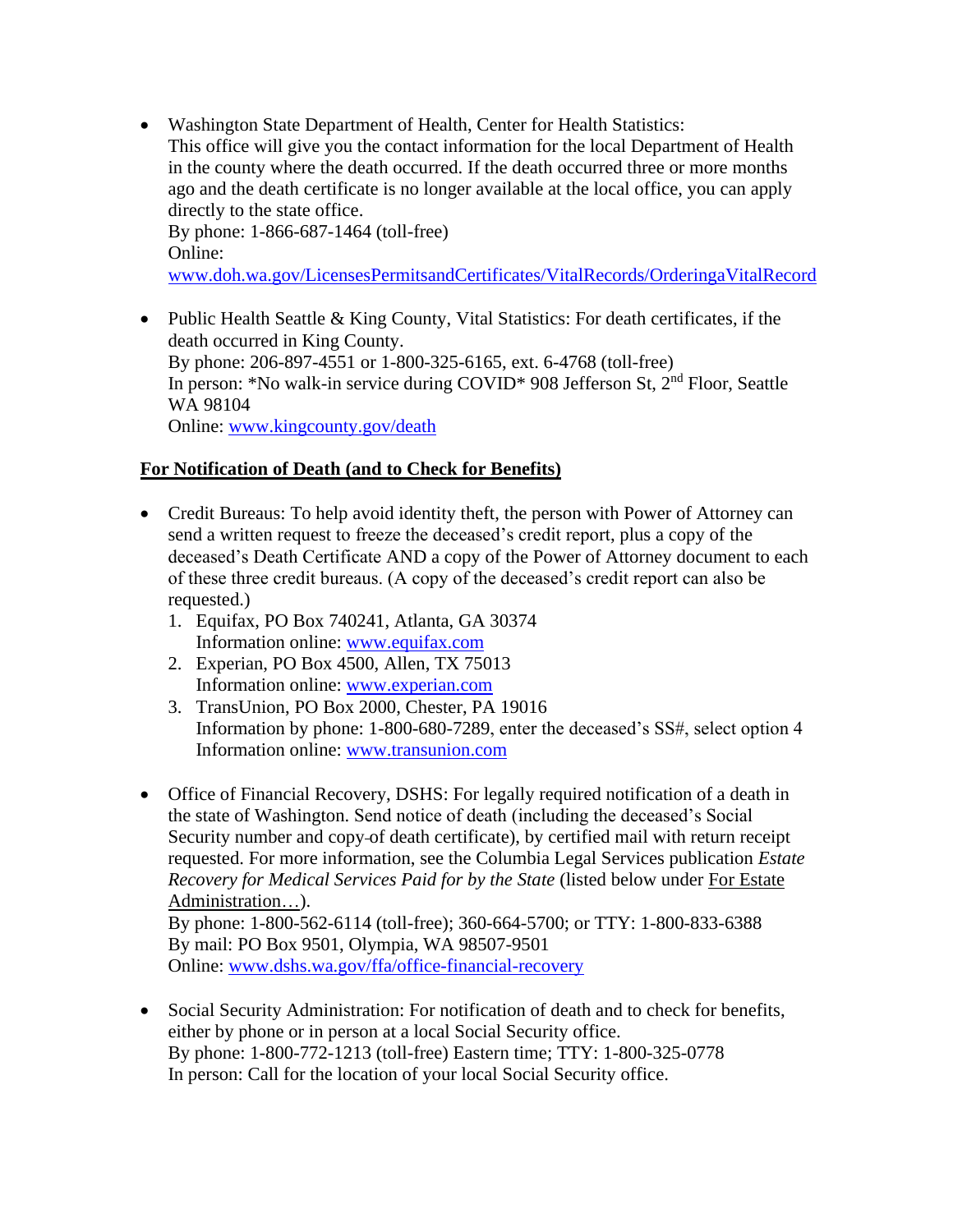- Washington State Department of Health, Center for Health Statistics: This office will give you the contact information for the local Department of Health in the county where the death occurred. If the death occurred three or more months ago and the death certificate is no longer available at the local office, you can apply directly to the state office.
  By phone: 1-866-687-1464 (toll-free)
  Online: [www.doh.wa.gov/LicensesPermitsandCertificates/VitalRecords/OrderingaVitalRecord](www.doh.wa.gov/LicensesPermitsandCertificates/VitalRecords/OrderingaVitalRecord)

- Public Health Seattle & King County, Vital Statistics: For death certificates, if the death occurred in King County.
  By phone: 206-897-4551 or 1-800-325-6165, ext. 6-4768 (toll-free)
  In person: *No walk-in service during COVID* 908 Jefferson St, 2nd Floor, Seattle WA 98104
  Online: [www.kingcounty.gov/death](www.kingcounty.gov/death)

**For Notification of Death (and to Check for Benefits)**

- Credit Bureaus: To help avoid identity theft, the person with Power of Attorney can send a written request to freeze the deceased's credit report, plus a copy of the deceased's Death Certificate AND a copy of the Power of Attorney document to each of these three credit bureaus. (A copy of the deceased's credit report can also be requested.)
  1. Equifax, PO Box 740241, Atlanta, GA 30374
     Information online: [www.equifax.com](www.equifax.com)
  2. Experian, PO Box 4500, Allen, TX 75013
     Information online: [www.experian.com](www.experian.com)
  3. TransUnion, PO Box 2000, Chester, PA 19016
     Information by phone: 1-800-680-7289, enter the deceased's SS#, select option 4
     Information online: [www.transunion.com](www.transunion.com)

- Office of Financial Recovery, DSHS: For legally required notification of a death in the state of Washington. Send notice of death (including the deceased's Social Security number and copy of death certificate), by certified mail with return receipt requested. For more information, see the Columbia Legal Services publication *Estate Recovery for Medical Services Paid for by the State* (listed below under For Estate Administration…).
  By phone: 1-800-562-6114 (toll-free); 360-664-5700; or TTY: 1-800-833-6388
  By mail: PO Box 9501, Olympia, WA 98507-9501
  Online: [www.dshs.wa.gov/ffa/office-financial-recovery](www.dshs.wa.gov/ffa/office-financial-recovery)

- Social Security Administration: For notification of death and to check for benefits, either by phone or in person at a local Social Security office.
  By phone: 1-800-772-1213 (toll-free) Eastern time; TTY: 1-800-325-0778
  In person: Call for the location of your local Social Security office.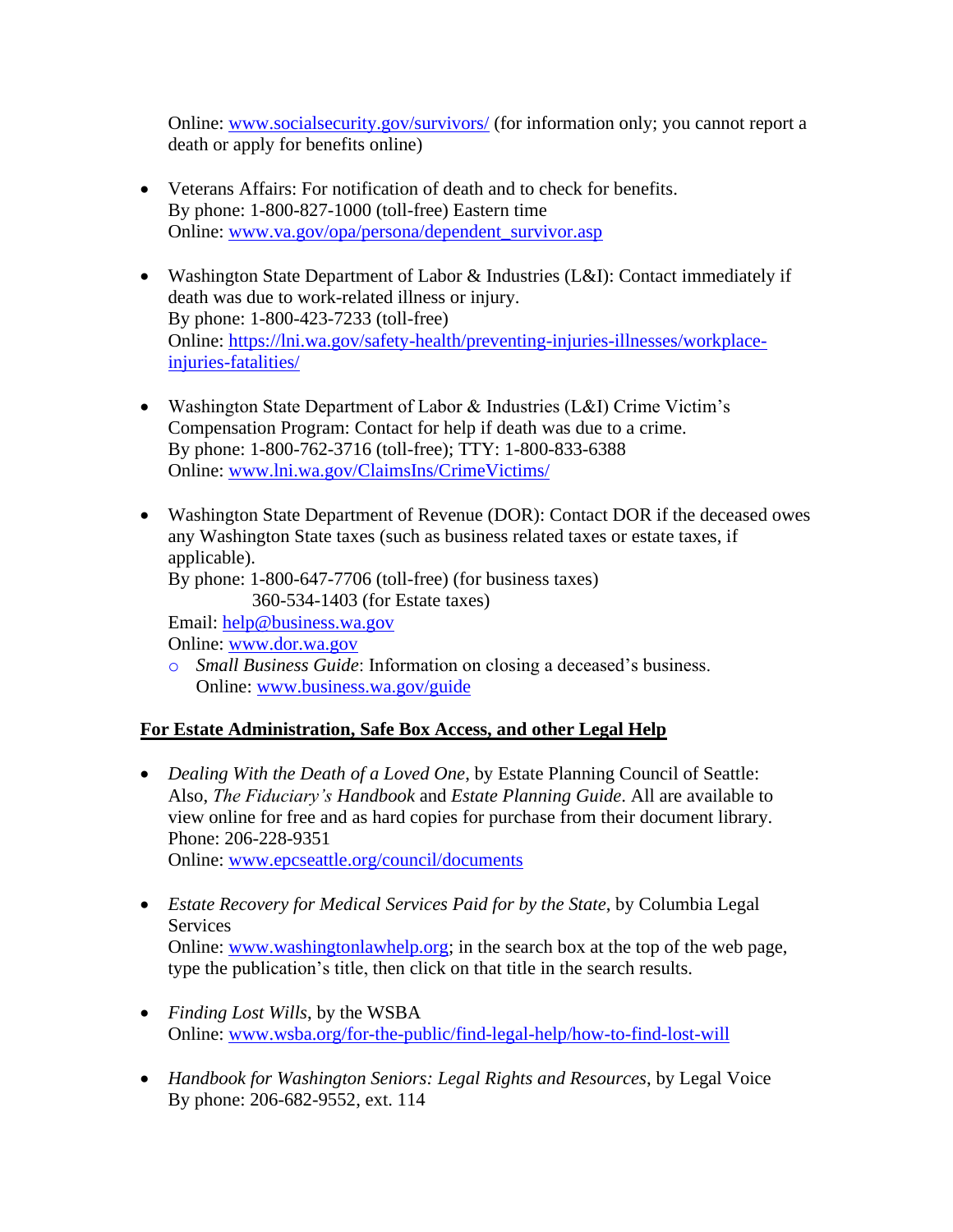Online: [www.socialsecurity.gov/survivors/](www.socialsecurity.gov/survivors/) (for information only; you cannot report a death or apply for benefits online)

- Veterans Affairs: For notification of death and to check for benefits.
  By phone: 1-800-827-1000 (toll-free) Eastern time
  Online: [www.va.gov/opa/persona/dependent_survivor.asp](www.va.gov/opa/persona/dependent_survivor.asp)

- Washington State Department of Labor & Industries (L&I): Contact immediately if death was due to work-related illness or injury.
  By phone: 1-800-423-7233 (toll-free)
  Online: [https://lni.wa.gov/safety-health/preventing-injuries-illnesses/workplace-injuries-fatalities/](https://lni.wa.gov/safety-health/preventing-injuries-illnesses/workplace-injuries-fatalities/)

- Washington State Department of Labor & Industries (L&I) Crime Victim's Compensation Program: Contact for help if death was due to a crime.
  By phone: 1-800-762-3716 (toll-free); TTY: 1-800-833-6388
  Online: [www.lni.wa.gov/ClaimsIns/CrimeVictims/](www.lni.wa.gov/ClaimsIns/CrimeVictims/)

- Washington State Department of Revenue (DOR): Contact DOR if the deceased owes any Washington State taxes (such as business related taxes or estate taxes, if applicable).
  By phone: 1-800-647-7706 (toll-free) (for business taxes)
  360-534-1403 (for Estate taxes)
  Email: [help@business.wa.gov](mailto:help@business.wa.gov)
  Online: [www.dor.wa.gov](www.dor.wa.gov)
  - *Small Business Guide*: Information on closing a deceased's business.
    Online: [www.business.wa.gov/guide](www.business.wa.gov/guide)

**<u>For Estate Administration, Safe Box Access, and other Legal Help</u>**

- *Dealing With the Death of a Loved One*, by Estate Planning Council of Seattle: Also, *The Fiduciary's Handbook* and *Estate Planning Guide*. All are available to view online for free and as hard copies for purchase from their document library.
  Phone: 206-228-9351
  Online: [www.epcseattle.org/council/documents](www.epcseattle.org/council/documents)

- *Estate Recovery for Medical Services Paid for by the State*, by Columbia Legal Services
  Online: [www.washingtonlawhelp.org](www.washingtonlawhelp.org); in the search box at the top of the web page, type the publication's title, then click on that title in the search results.

- *Finding Lost Wills*, by the WSBA
  Online: [www.wsba.org/for-the-public/find-legal-help/how-to-find-lost-will](www.wsba.org/for-the-public/find-legal-help/how-to-find-lost-will)

- *Handbook for Washington Seniors: Legal Rights and Resources*, by Legal Voice
  By phone: 206-682-9552, ext. 114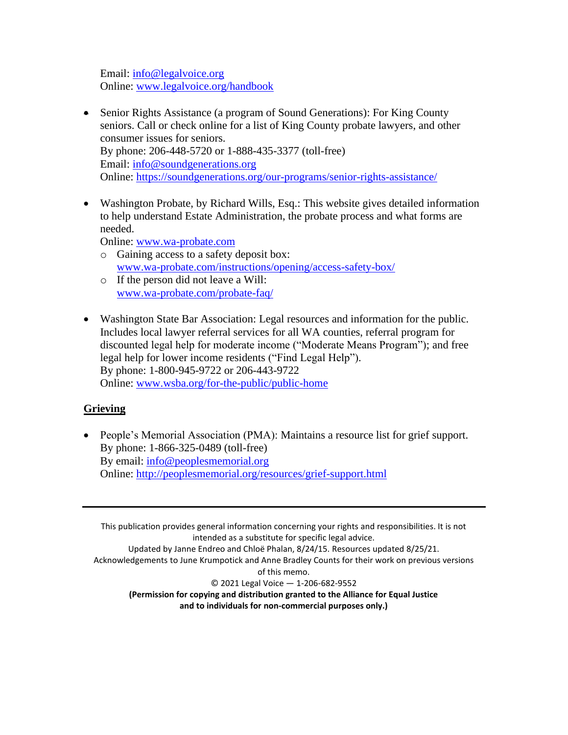Email: info@legalvoice.org
Online: www.legalvoice.org/handbook

- Senior Rights Assistance (a program of Sound Generations): For King County seniors. Call or check online for a list of King County probate lawyers, and other consumer issues for seniors.
  By phone: 206-448-5720 or 1-888-435-3377 (toll-free)
  Email: info@soundgenerations.org
  Online: https://soundgenerations.org/our-programs/senior-rights-assistance/

- Washington Probate, by Richard Wills, Esq.: This website gives detailed information to help understand Estate Administration, the probate process and what forms are needed.
  Online: www.wa-probate.com
  - Gaining access to a safety deposit box: www.wa-probate.com/instructions/opening/access-safety-box/
  - If the person did not leave a Will: www.wa-probate.com/probate-faq/

- Washington State Bar Association: Legal resources and information for the public. Includes local lawyer referral services for all WA counties, referral program for discounted legal help for moderate income ("Moderate Means Program"); and free legal help for lower income residents ("Find Legal Help").
  By phone: 1-800-945-9722 or 206-443-9722
  Online: www.wsba.org/for-the-public/public-home

## Grieving

- People's Memorial Association (PMA): Maintains a resource list for grief support.
  By phone: 1-866-325-0489 (toll-free)
  By email: info@peoplesmemorial.org
  Online: http://peoplesmemorial.org/resources/grief-support.html

---

This publication provides general information concerning your rights and responsibilities. It is not intended as a substitute for specific legal advice.
Updated by Janne Endreo and Chloë Phalan, 8/24/15. Resources updated 8/25/21.
Acknowledgements to June Krumpotick and Anne Bradley Counts for their work on previous versions of this memo.
© 2021 Legal Voice — 1-206-682-9552
**(Permission for copying and distribution granted to the Alliance for Equal Justice and to individuals for non-commercial purposes only.)**